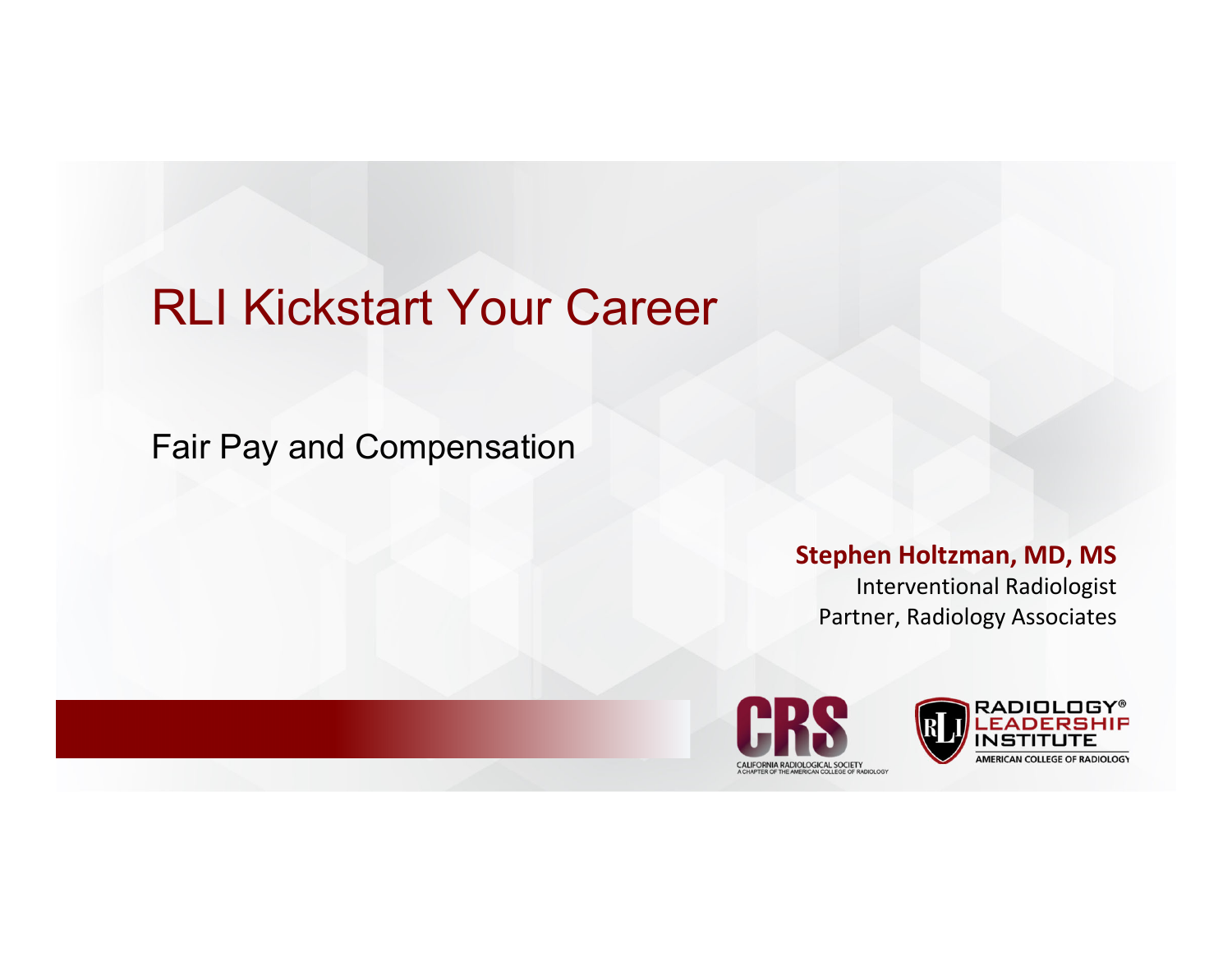# RLI Kickstart Your Career

## Fair Pay and Compensation

**Stephen Holtzman, MD, MS**
Interventional Radiologist
Partner, Radiology Associates

CRS
CALIFORNIA RADIOLOGICAL SOCIETY
A CHAPTER OF THE AMERICAN COLLEGE OF RADIOLOGY

RADIOLOGY® LEADERSHIP INSTITUTE
AMERICAN COLLEGE OF RADIOLOGY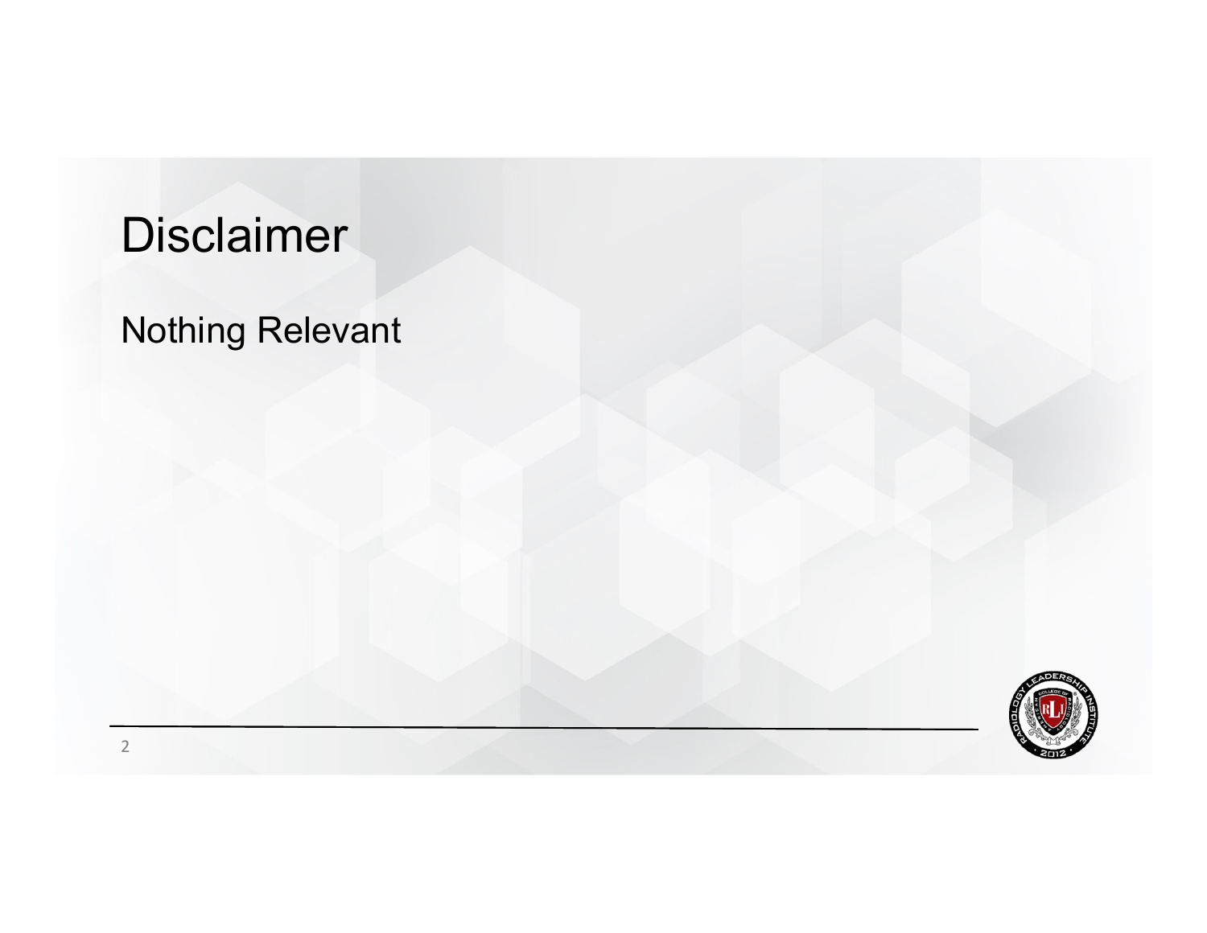# Disclaimer

Nothing Relevant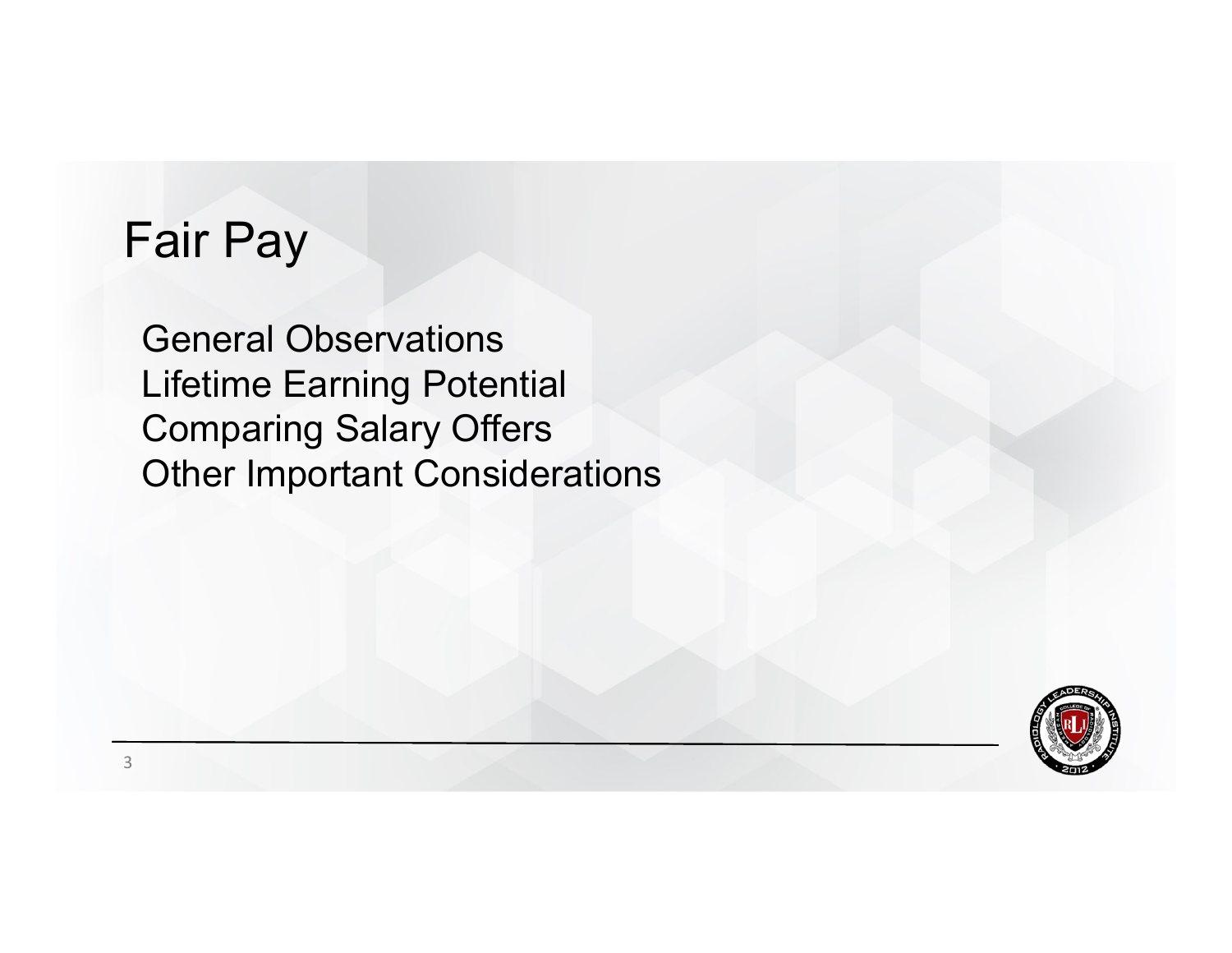# Fair Pay

General Observations
Lifetime Earning Potential
Comparing Salary Offers
Other Important Considerations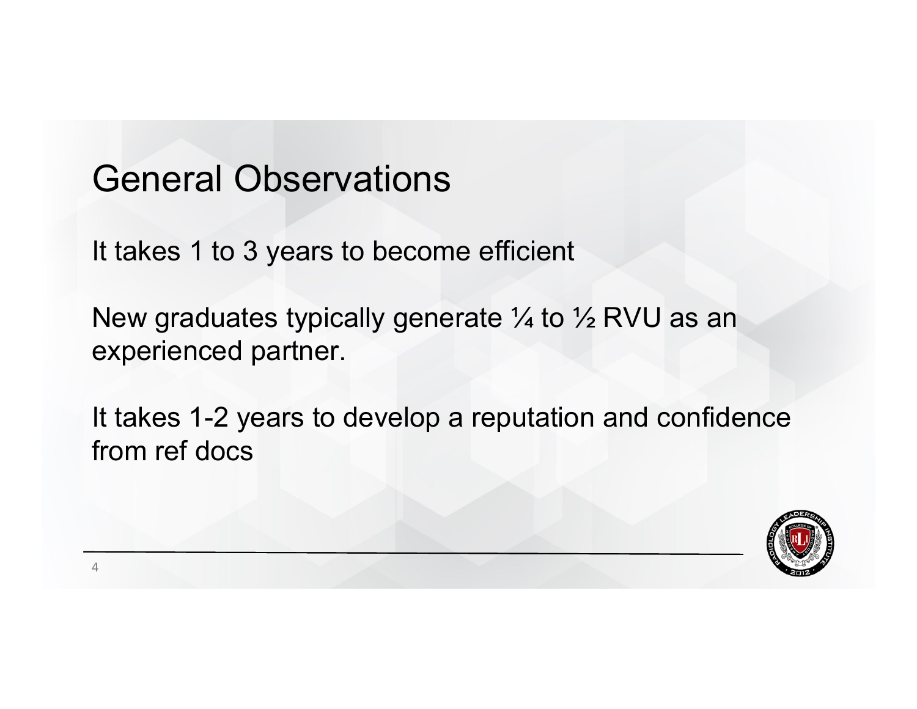# General Observations

It takes 1 to 3 years to become efficient

New graduates typically generate ¼ to ½ RVU as an experienced partner.

It takes 1-2 years to develop a reputation and confidence from ref docs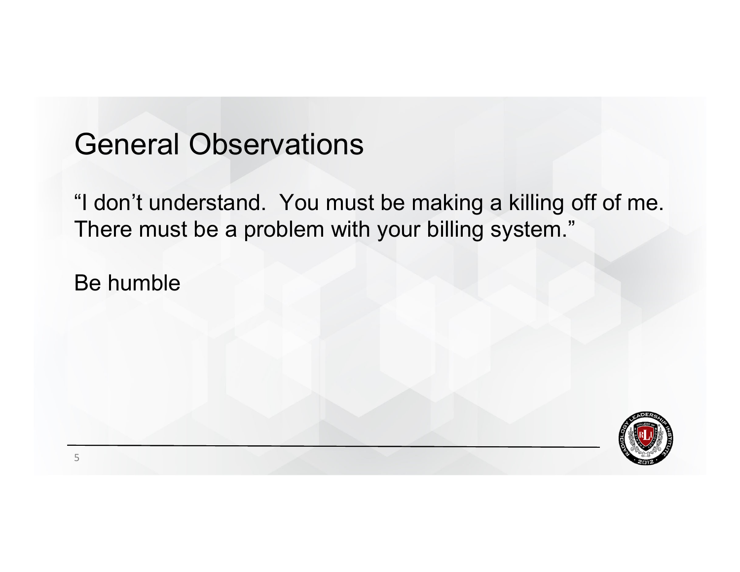# General Observations

“I don’t understand.  You must be making a killing off of me. There must be a problem with your billing system.”

Be humble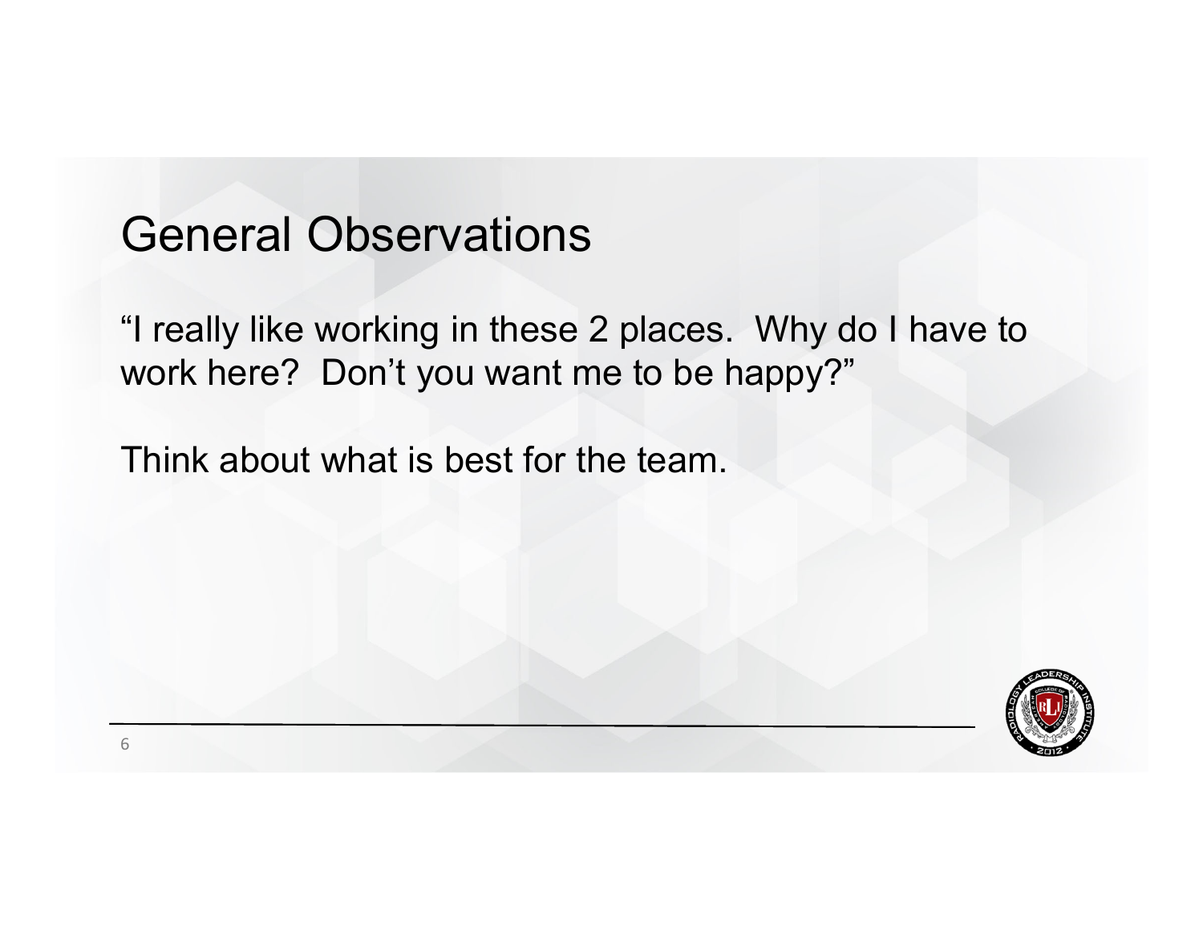# General Observations

"I really like working in these 2 places. Why do I have to work here? Don't you want me to be happy?"

Think about what is best for the team.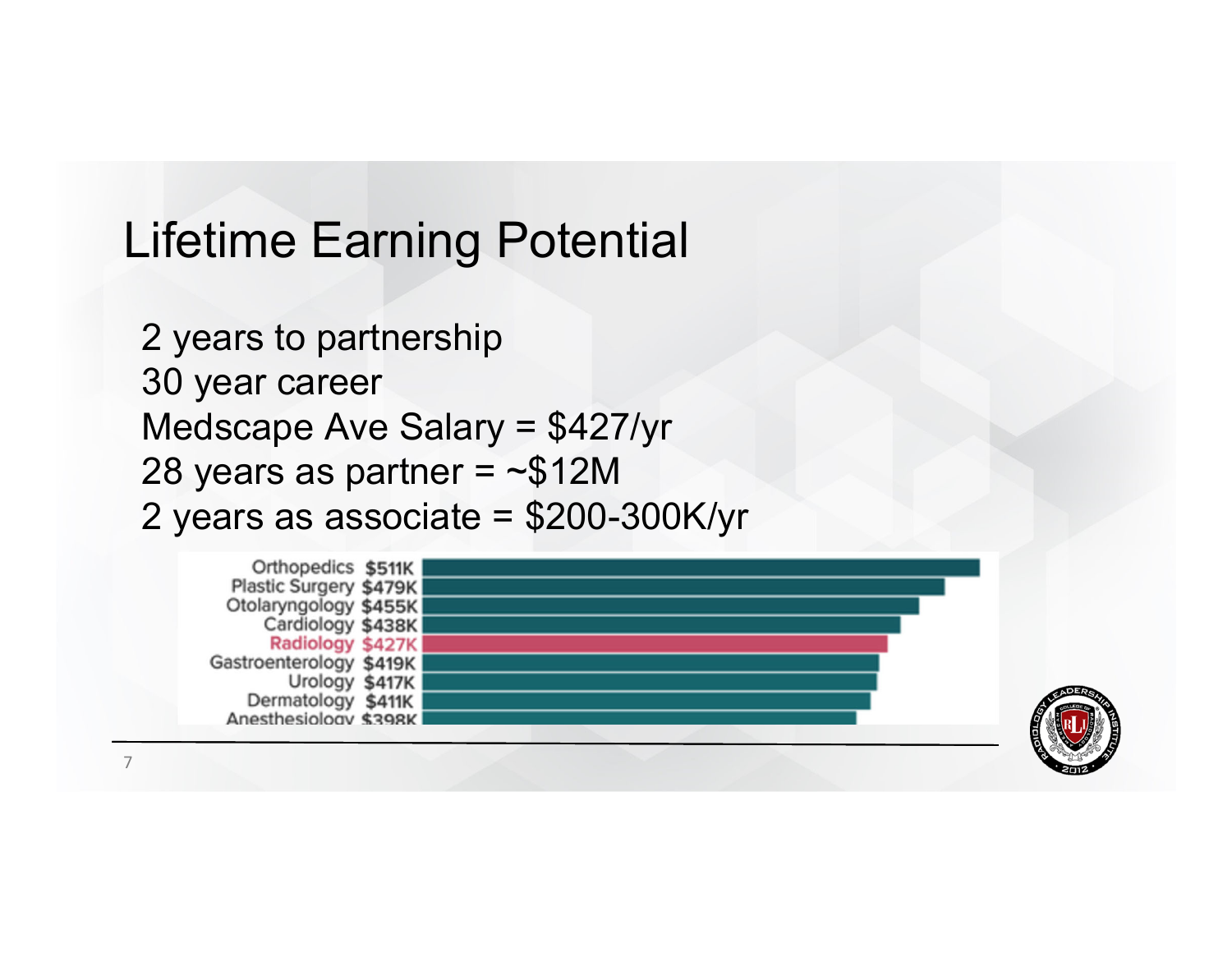# Lifetime Earning Potential

2 years to partnership
30 year career
Medscape Ave Salary = $427/yr
28 years as partner = ~$12M
2 years as associate = $200-300K/yr

| Specialty | Salary |
|---|---|
| Orthopedics | $511K |
| Plastic Surgery | $479K |
| Otolaryngology | $455K |
| Cardiology | $438K |
| Radiology | $427K |
| Gastroenterology | $419K |
| Urology | $417K |
| Dermatology | $411K |
| Anesthesiology | $398K |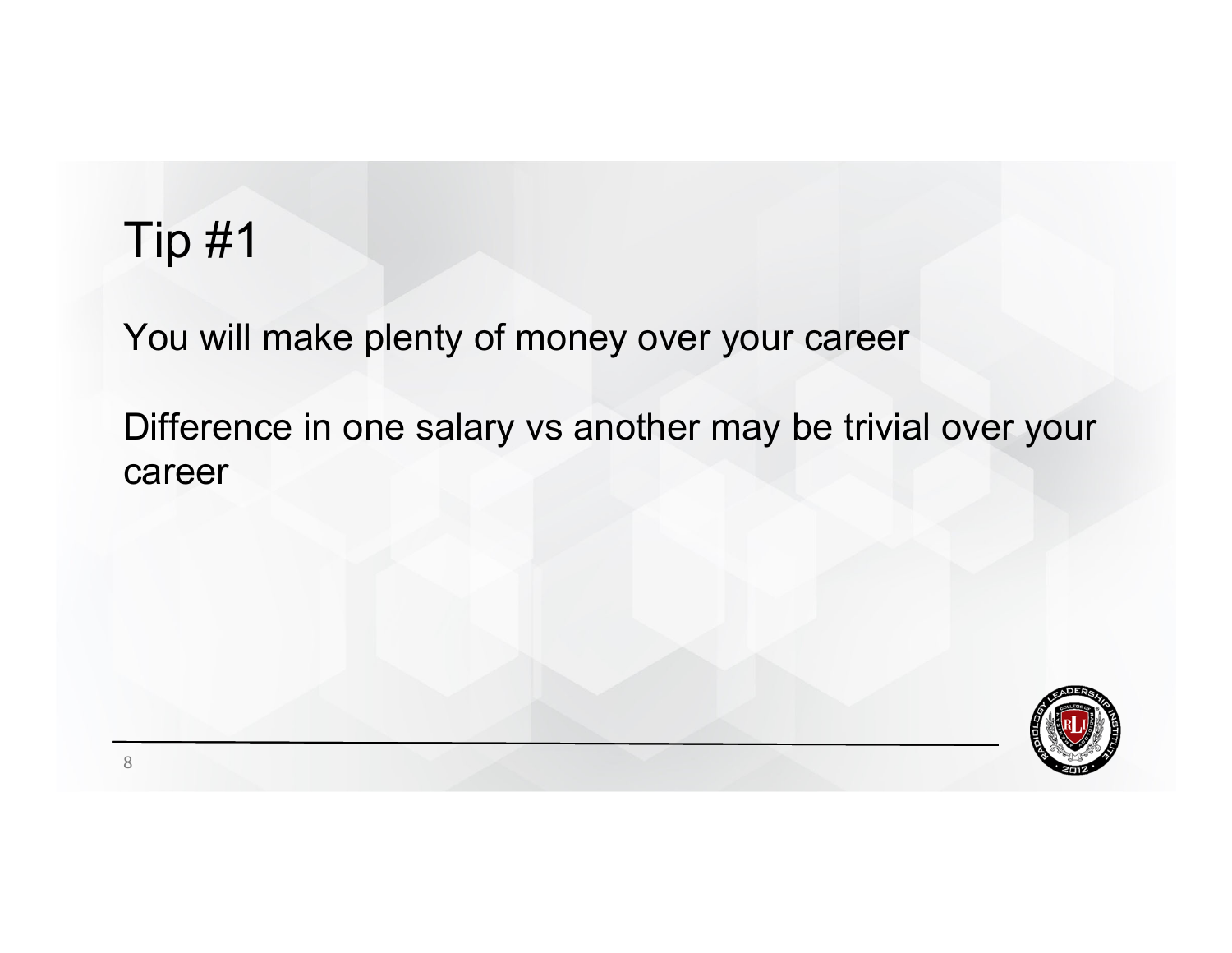# Tip #1

You will make plenty of money over your career

Difference in one salary vs another may be trivial over your career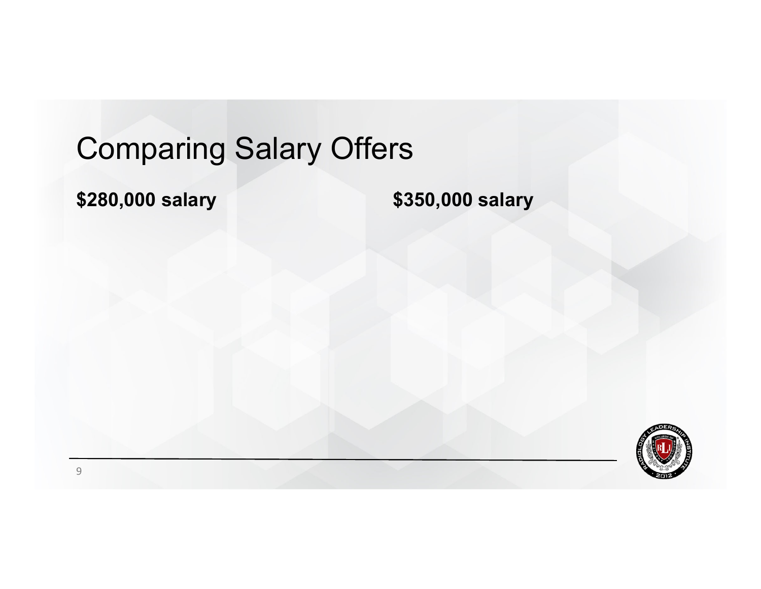# Comparing Salary Offers

**$280,000 salary**

**$350,000 salary**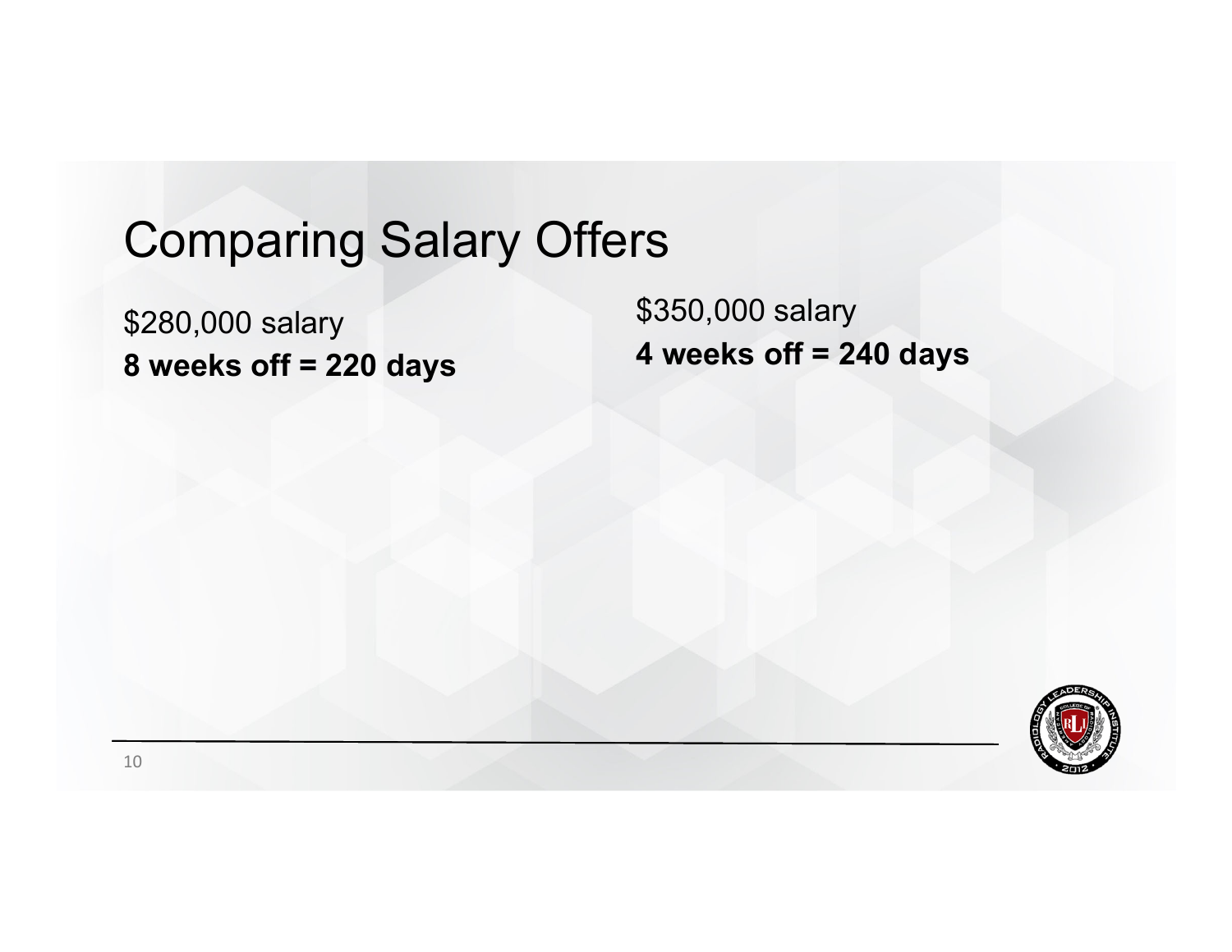# Comparing Salary Offers

$280,000 salary
**8 weeks off = 220 days**

$350,000 salary
**4 weeks off = 240 days**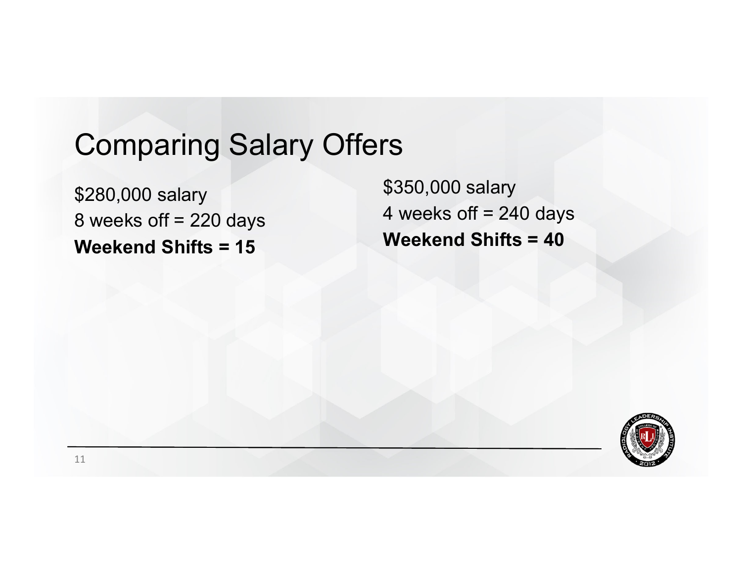# Comparing Salary Offers

$280,000 salary
8 weeks off = 220 days
**Weekend Shifts = 15**

$350,000 salary
4 weeks off = 240 days
**Weekend Shifts = 40**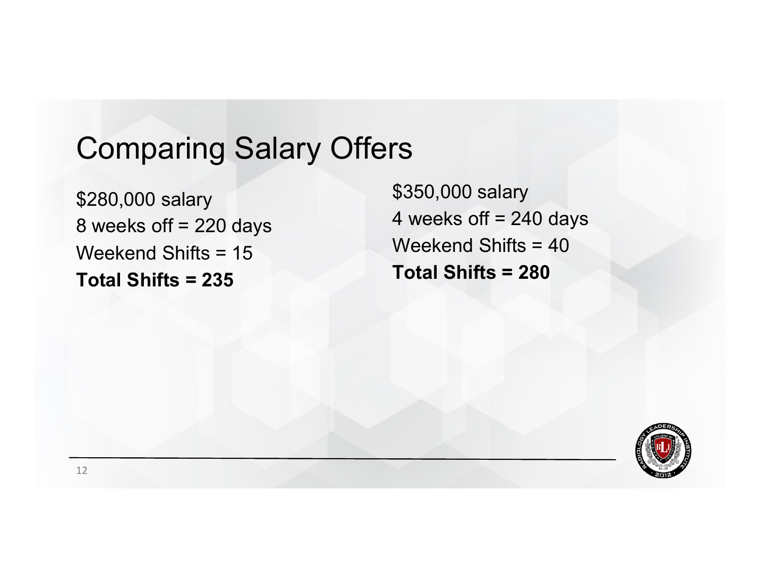# Comparing Salary Offers

$280,000 salary
8 weeks off = 220 days
Weekend Shifts = 15
**Total Shifts = 235**

$350,000 salary
4 weeks off = 240 days
Weekend Shifts = 40
**Total Shifts = 280**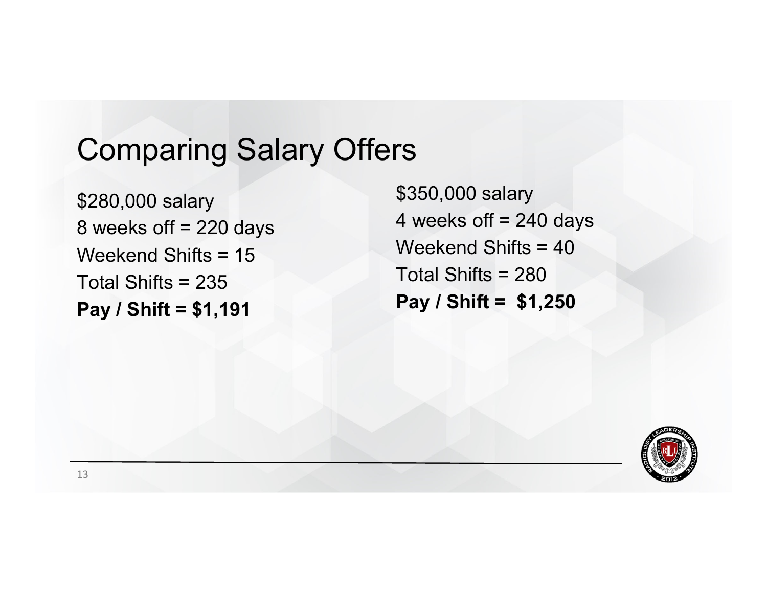# Comparing Salary Offers

$280,000 salary
8 weeks off = 220 days
Weekend Shifts = 15
Total Shifts = 235
**Pay / Shift = $1,191**

$350,000 salary
4 weeks off = 240 days
Weekend Shifts = 40
Total Shifts = 280
**Pay / Shift = $1,250**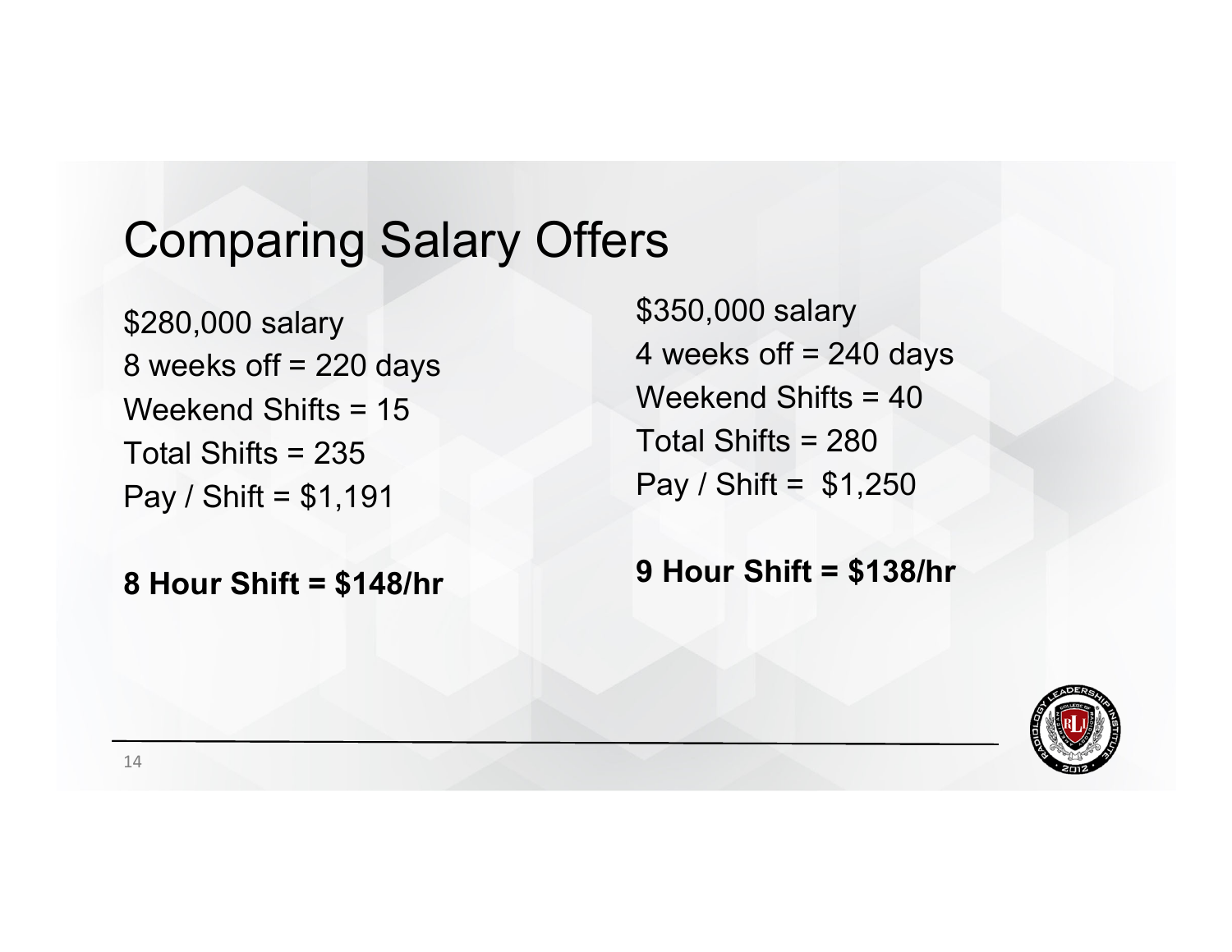# Comparing Salary Offers

$280,000 salary
8 weeks off = 220 days
Weekend Shifts = 15
Total Shifts = 235
Pay / Shift = $1,191

**8 Hour Shift = $148/hr**

$350,000 salary
4 weeks off = 240 days
Weekend Shifts = 40
Total Shifts = 280
Pay / Shift = $1,250

**9 Hour Shift = $138/hr**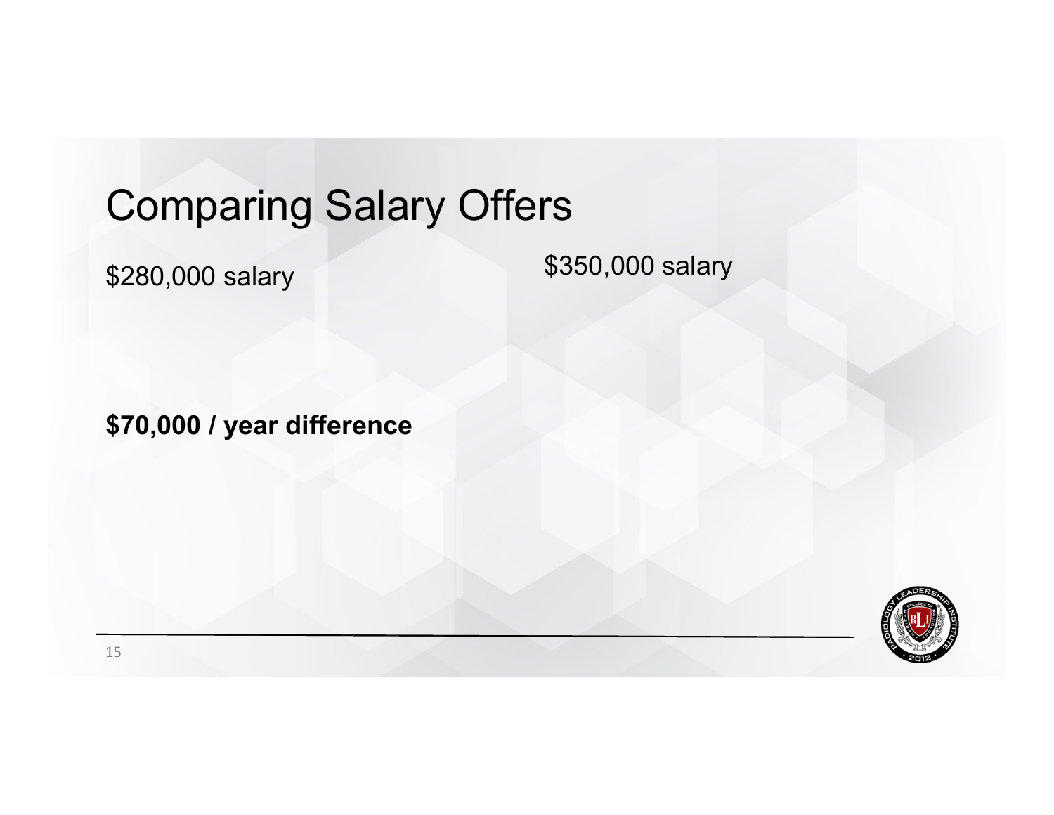# Comparing Salary Offers

$280,000 salary

$350,000 salary

**$70,000 / year difference**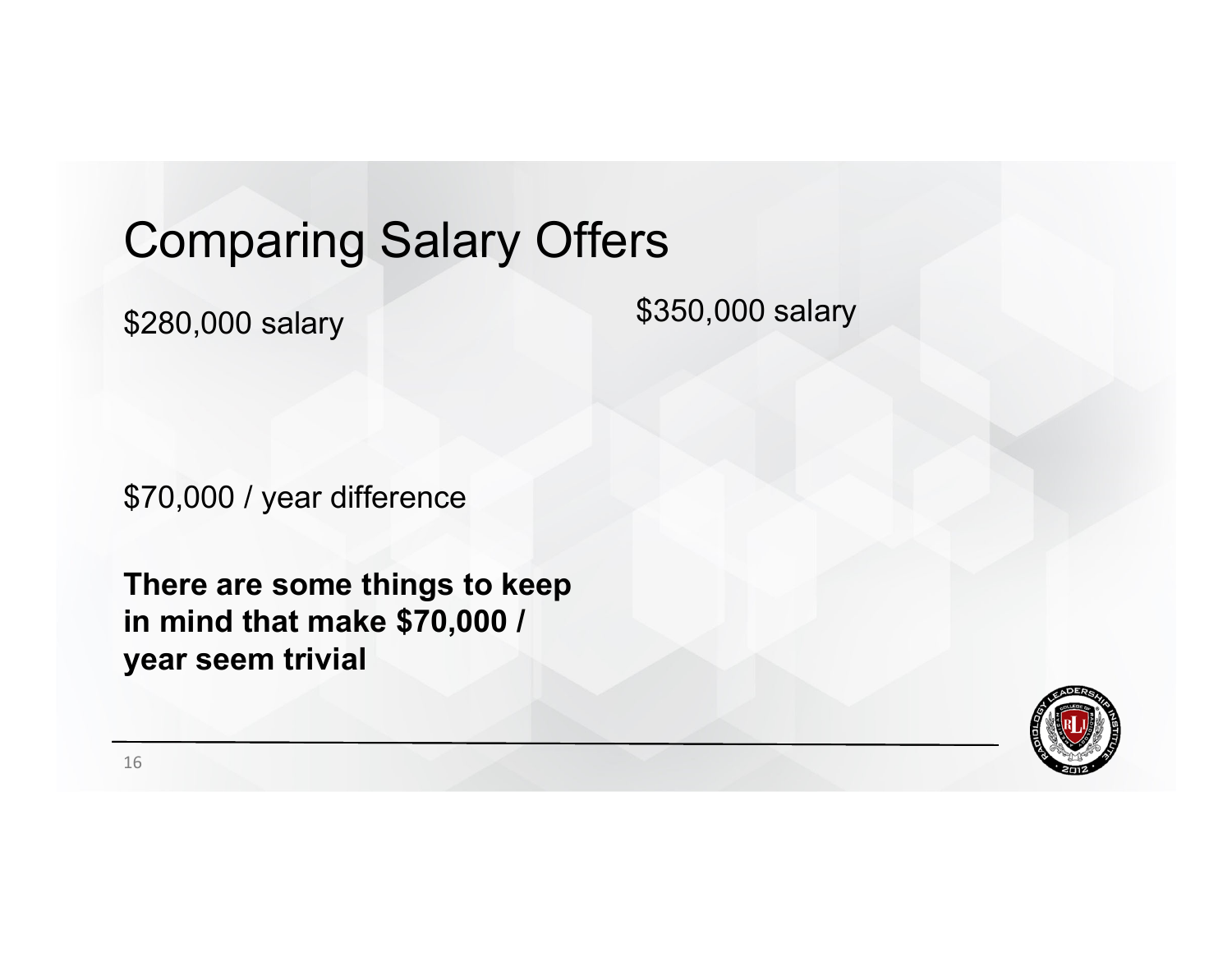# Comparing Salary Offers

$280,000 salary

$350,000 salary

$70,000 / year difference

**There are some things to keep in mind that make $70,000 / year seem trivial**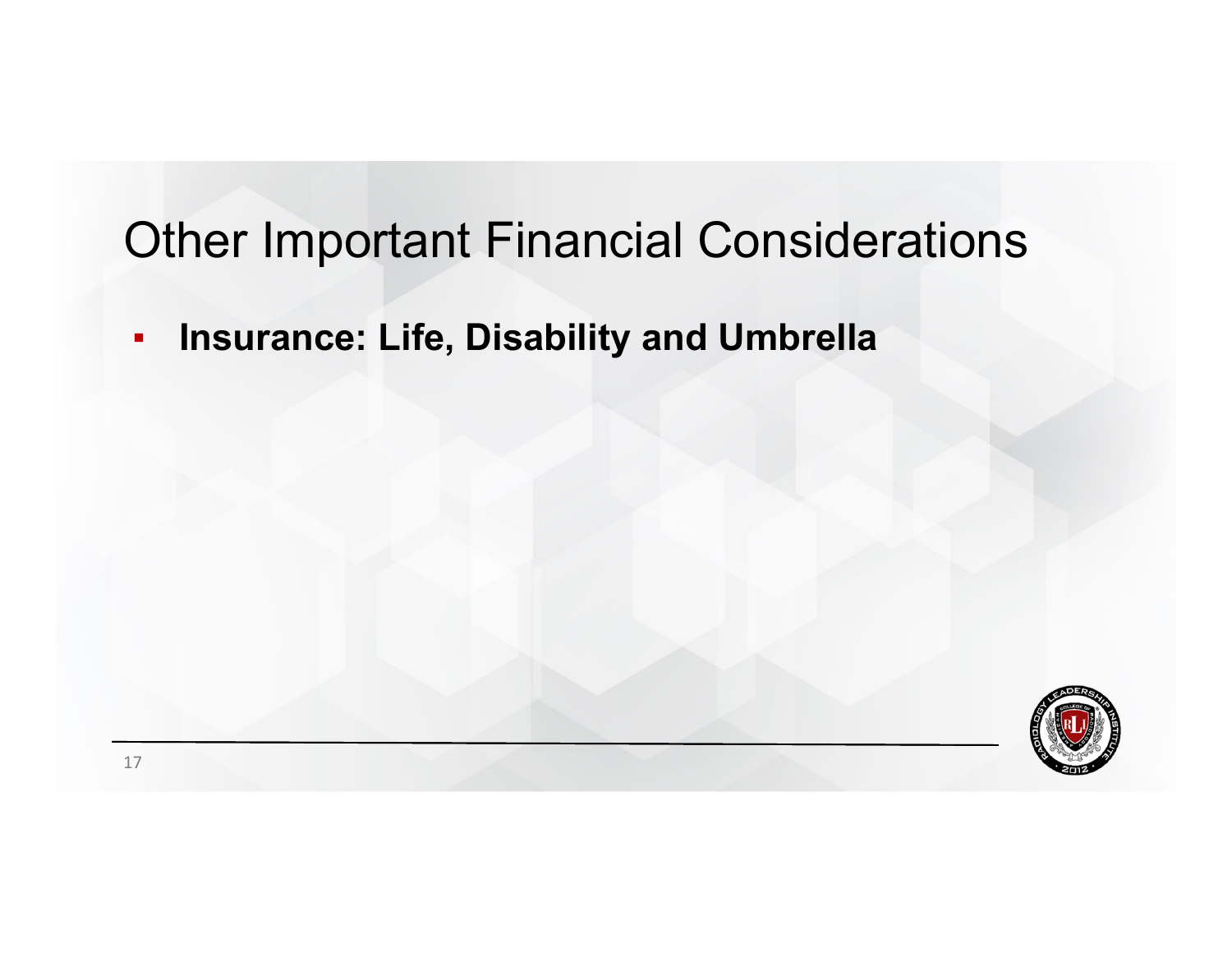# Other Important Financial Considerations

- **Insurance: Life, Disability and Umbrella**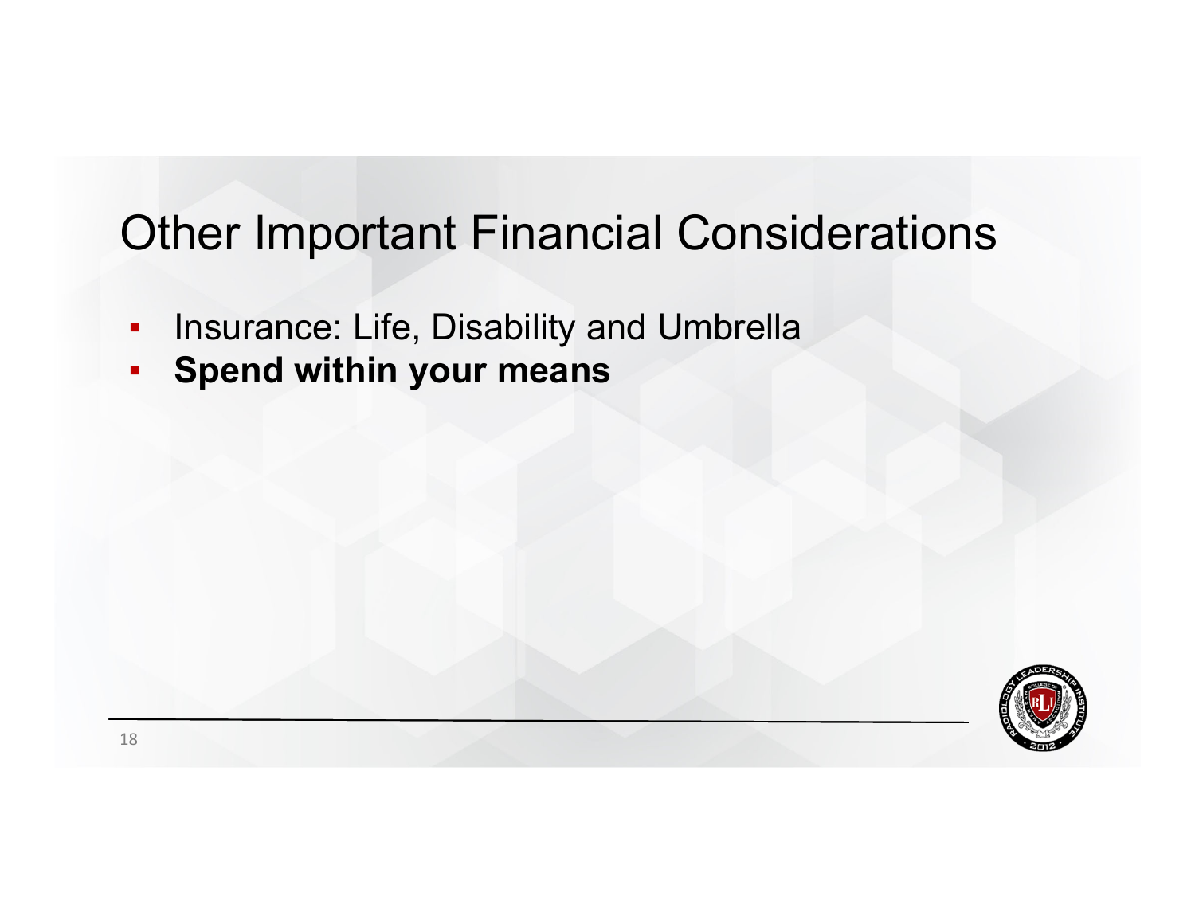# Other Important Financial Considerations

- Insurance: Life, Disability and Umbrella
- **Spend within your means**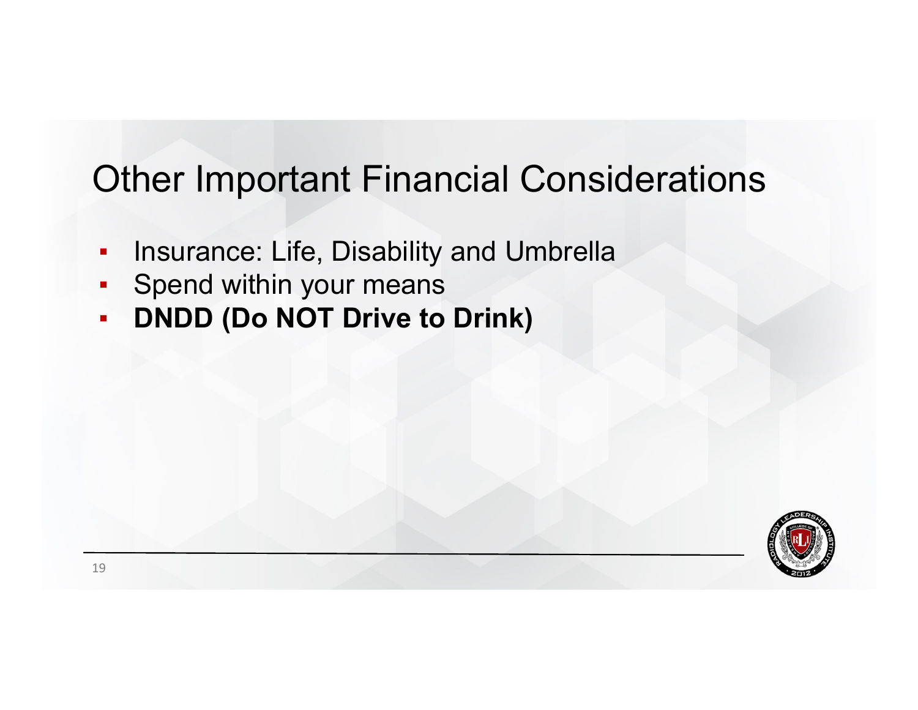# Other Important Financial Considerations

- Insurance: Life, Disability and Umbrella
- Spend within your means
- **DNDD (Do NOT Drive to Drink)**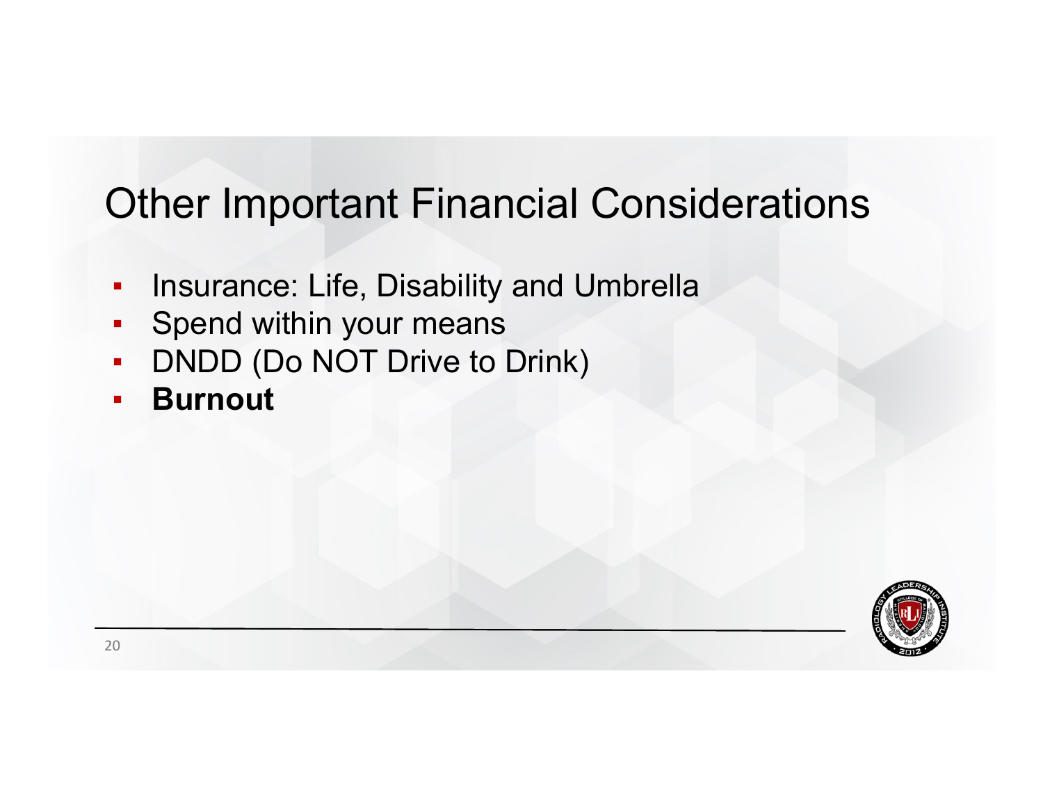# Other Important Financial Considerations

- Insurance: Life, Disability and Umbrella
- Spend within your means
- DNDD (Do NOT Drive to Drink)
- **Burnout**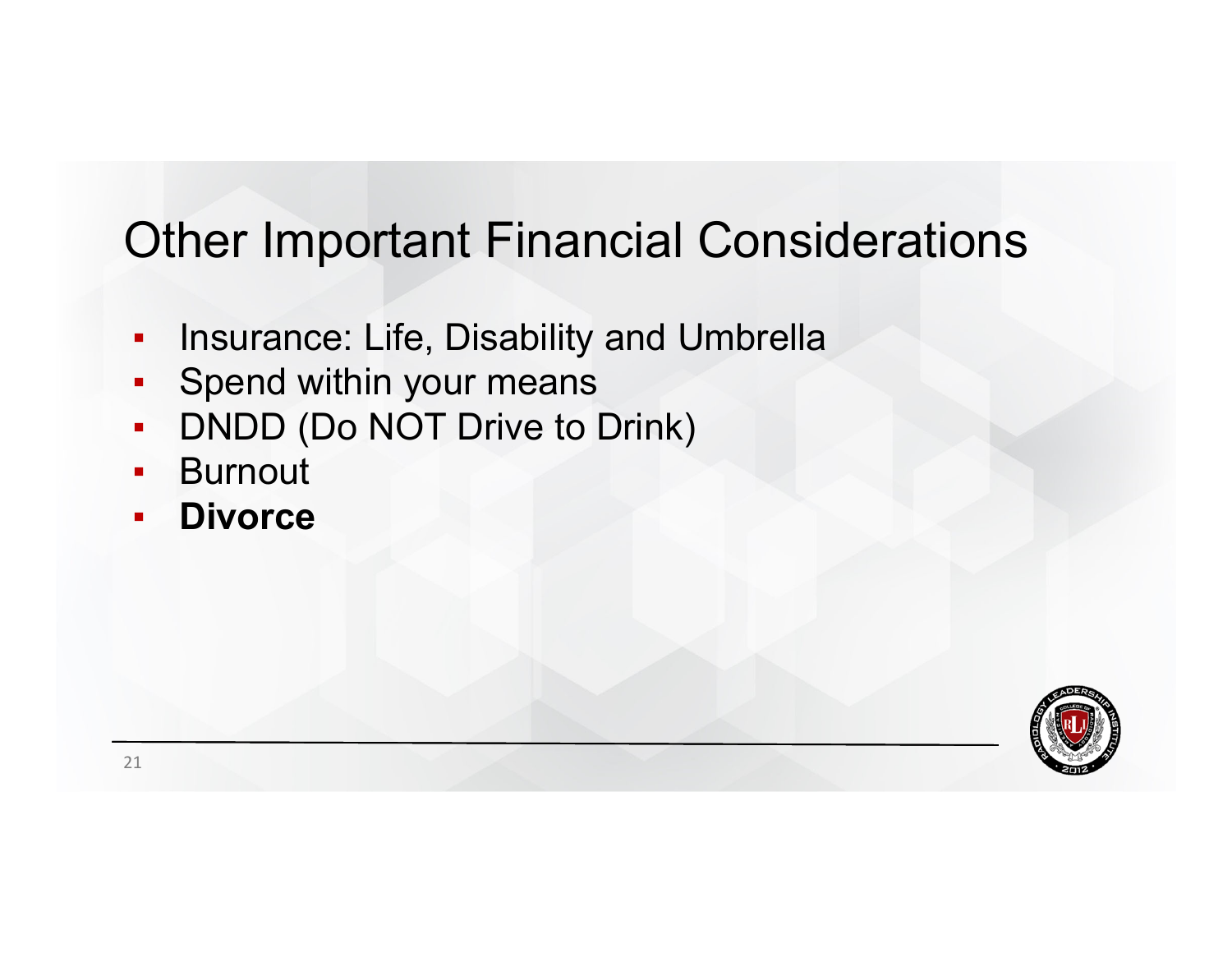# Other Important Financial Considerations

- Insurance: Life, Disability and Umbrella
- Spend within your means
- DNDD (Do NOT Drive to Drink)
- Burnout
- **Divorce**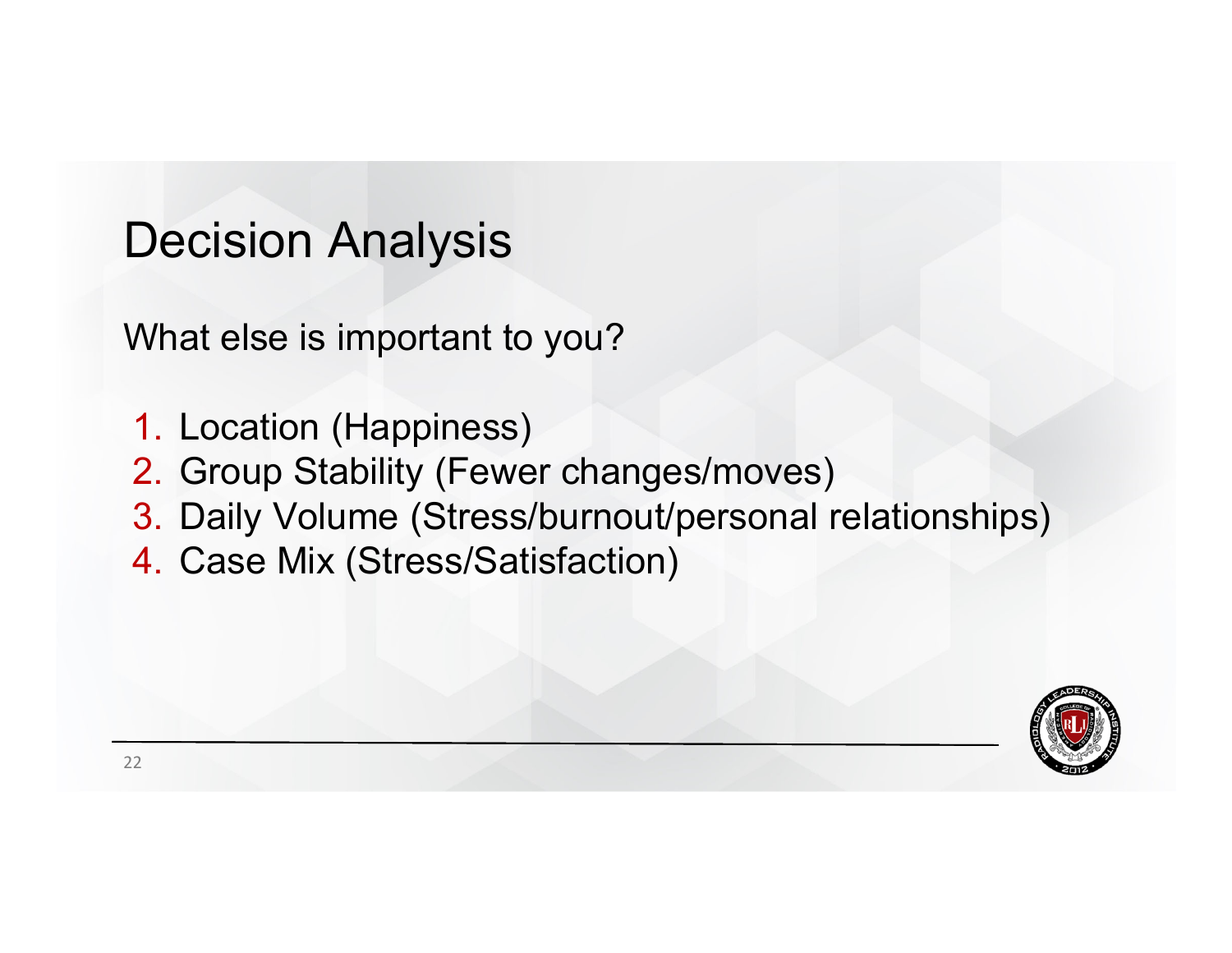# Decision Analysis

What else is important to you?

1. Location (Happiness)
2. Group Stability (Fewer changes/moves)
3. Daily Volume (Stress/burnout/personal relationships)
4. Case Mix (Stress/Satisfaction)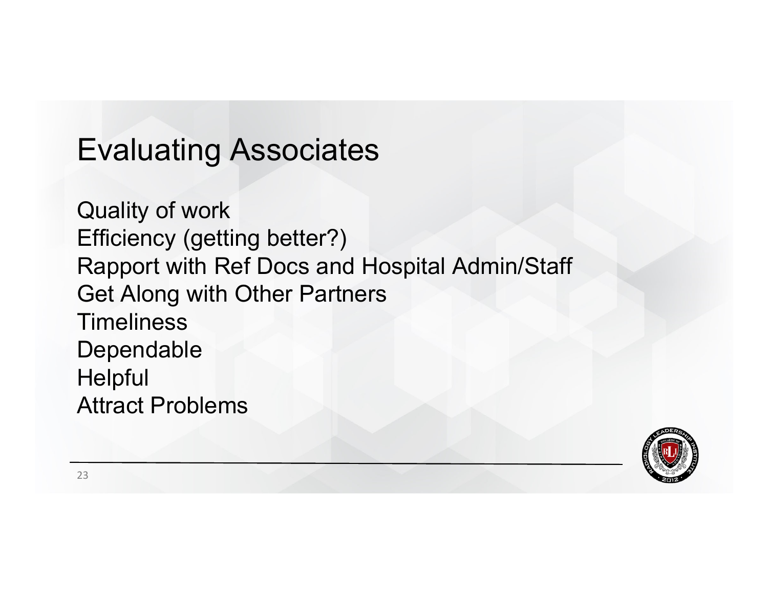# Evaluating Associates

Quality of work
Efficiency (getting better?)
Rapport with Ref Docs and Hospital Admin/Staff
Get Along with Other Partners
Timeliness
Dependable
Helpful
Attract Problems